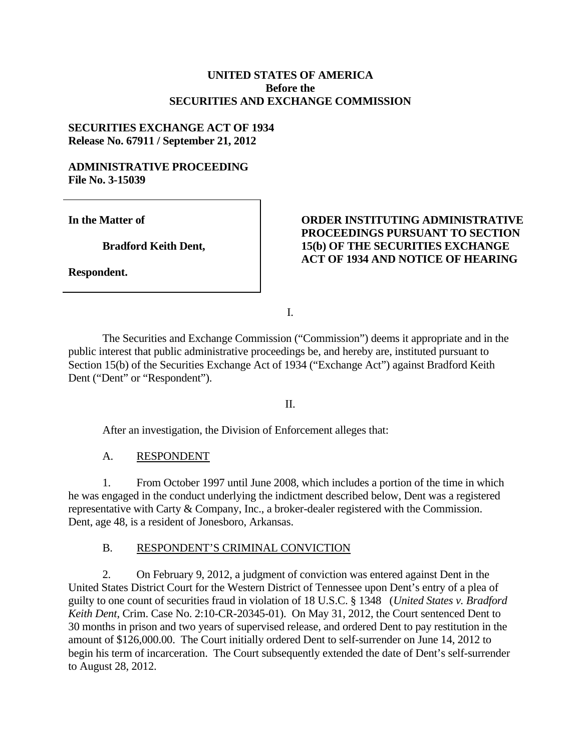**UNITED STATES OF AMERICA**
**Before the**
**SECURITIES AND EXCHANGE COMMISSION**

**SECURITIES EXCHANGE ACT OF 1934**
**Release No. 67911 / September 21, 2012**

**ADMINISTRATIVE PROCEEDING**
**File No. 3-15039**

| | |
|---|---|
| **In the Matter of**<br><br>**Bradford Keith Dent,**<br><br>**Respondent.** | **ORDER INSTITUTING ADMINISTRATIVE PROCEEDINGS PURSUANT TO SECTION 15(b) OF THE SECURITIES EXCHANGE ACT OF 1934 AND NOTICE OF HEARING** |

I.

The Securities and Exchange Commission ("Commission") deems it appropriate and in the public interest that public administrative proceedings be, and hereby are, instituted pursuant to Section 15(b) of the Securities Exchange Act of 1934 ("Exchange Act") against Bradford Keith Dent ("Dent" or "Respondent").

II.

After an investigation, the Division of Enforcement alleges that:

A. RESPONDENT

1. From October 1997 until June 2008, which includes a portion of the time in which he was engaged in the conduct underlying the indictment described below, Dent was a registered representative with Carty & Company, Inc., a broker-dealer registered with the Commission. Dent, age 48, is a resident of Jonesboro, Arkansas.

B. RESPONDENT'S CRIMINAL CONVICTION

2. On February 9, 2012, a judgment of conviction was entered against Dent in the United States District Court for the Western District of Tennessee upon Dent's entry of a plea of guilty to one count of securities fraud in violation of 18 U.S.C. § 1348 (*United States v. Bradford Keith Dent*, Crim. Case No. 2:10-CR-20345-01). On May 31, 2012, the Court sentenced Dent to 30 months in prison and two years of supervised release, and ordered Dent to pay restitution in the amount of $126,000.00. The Court initially ordered Dent to self-surrender on June 14, 2012 to begin his term of incarceration. The Court subsequently extended the date of Dent's self-surrender to August 28, 2012.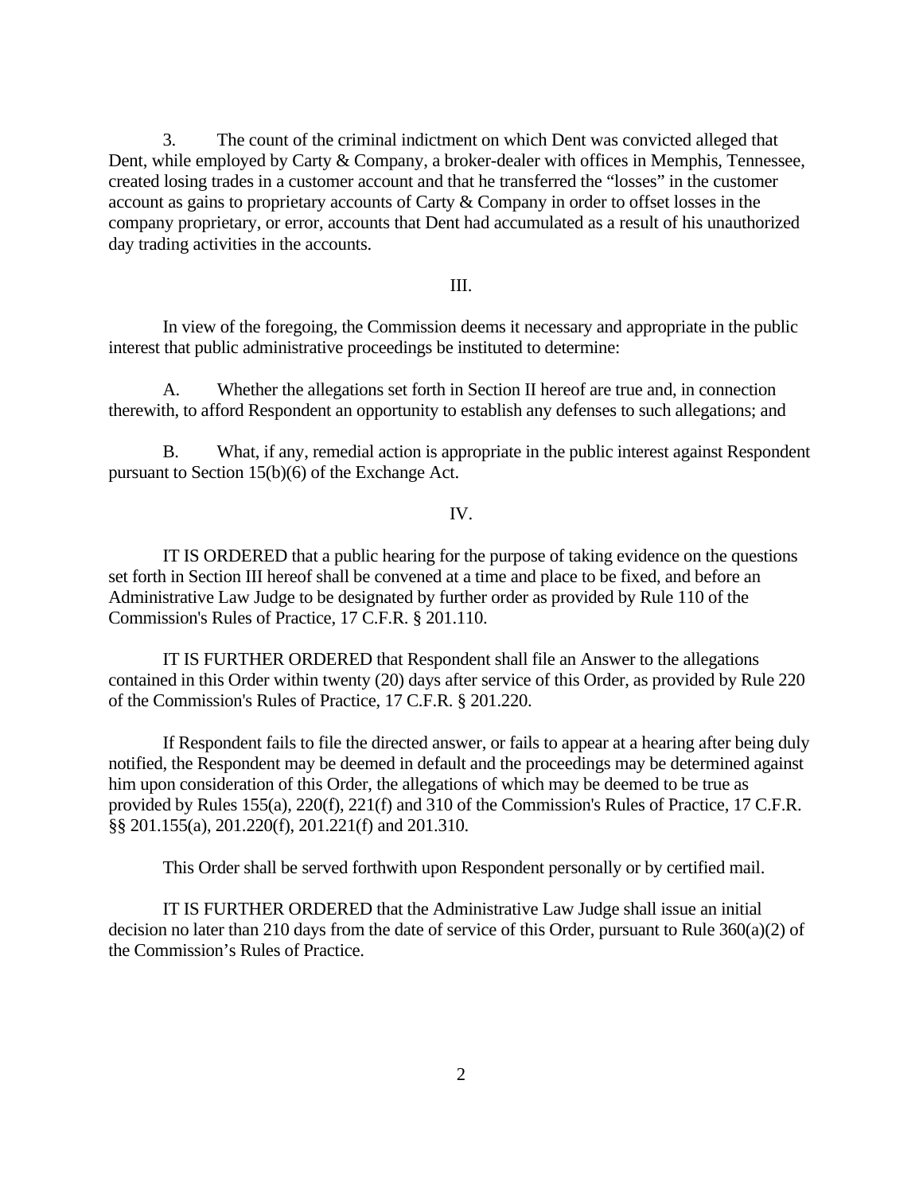3. The count of the criminal indictment on which Dent was convicted alleged that Dent, while employed by Carty & Company, a broker-dealer with offices in Memphis, Tennessee, created losing trades in a customer account and that he transferred the "losses" in the customer account as gains to proprietary accounts of Carty & Company in order to offset losses in the company proprietary, or error, accounts that Dent had accumulated as a result of his unauthorized day trading activities in the accounts.

III.

In view of the foregoing, the Commission deems it necessary and appropriate in the public interest that public administrative proceedings be instituted to determine:

A. Whether the allegations set forth in Section II hereof are true and, in connection therewith, to afford Respondent an opportunity to establish any defenses to such allegations; and

B. What, if any, remedial action is appropriate in the public interest against Respondent pursuant to Section 15(b)(6) of the Exchange Act.

IV.

IT IS ORDERED that a public hearing for the purpose of taking evidence on the questions set forth in Section III hereof shall be convened at a time and place to be fixed, and before an Administrative Law Judge to be designated by further order as provided by Rule 110 of the Commission's Rules of Practice, 17 C.F.R. § 201.110.

IT IS FURTHER ORDERED that Respondent shall file an Answer to the allegations contained in this Order within twenty (20) days after service of this Order, as provided by Rule 220 of the Commission's Rules of Practice, 17 C.F.R. § 201.220.

If Respondent fails to file the directed answer, or fails to appear at a hearing after being duly notified, the Respondent may be deemed in default and the proceedings may be determined against him upon consideration of this Order, the allegations of which may be deemed to be true as provided by Rules 155(a), 220(f), 221(f) and 310 of the Commission's Rules of Practice, 17 C.F.R. §§ 201.155(a), 201.220(f), 201.221(f) and 201.310.

This Order shall be served forthwith upon Respondent personally or by certified mail.

IT IS FURTHER ORDERED that the Administrative Law Judge shall issue an initial decision no later than 210 days from the date of service of this Order, pursuant to Rule 360(a)(2) of the Commission's Rules of Practice.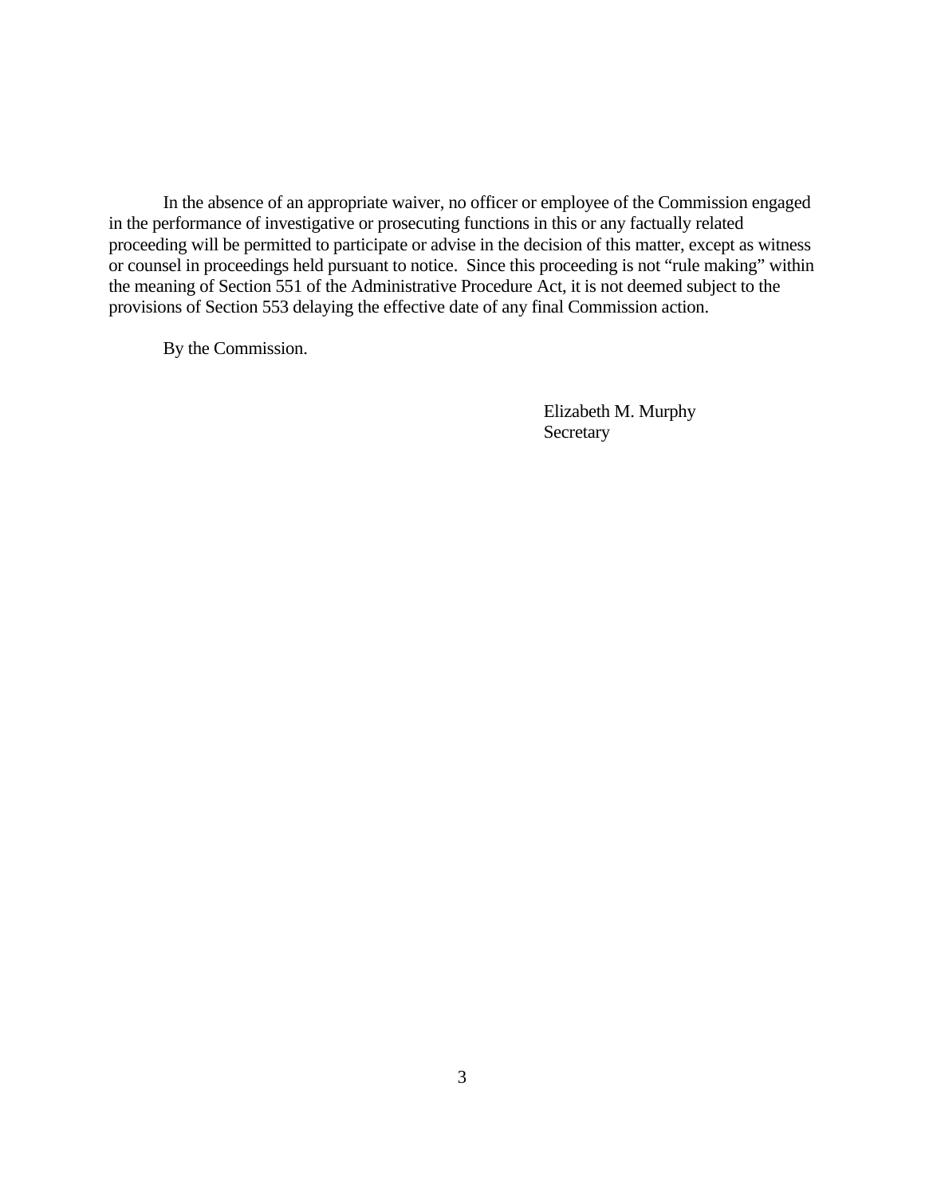In the absence of an appropriate waiver, no officer or employee of the Commission engaged in the performance of investigative or prosecuting functions in this or any factually related proceeding will be permitted to participate or advise in the decision of this matter, except as witness or counsel in proceedings held pursuant to notice. Since this proceeding is not "rule making" within the meaning of Section 551 of the Administrative Procedure Act, it is not deemed subject to the provisions of Section 553 delaying the effective date of any final Commission action.

By the Commission.

Elizabeth M. Murphy
Secretary